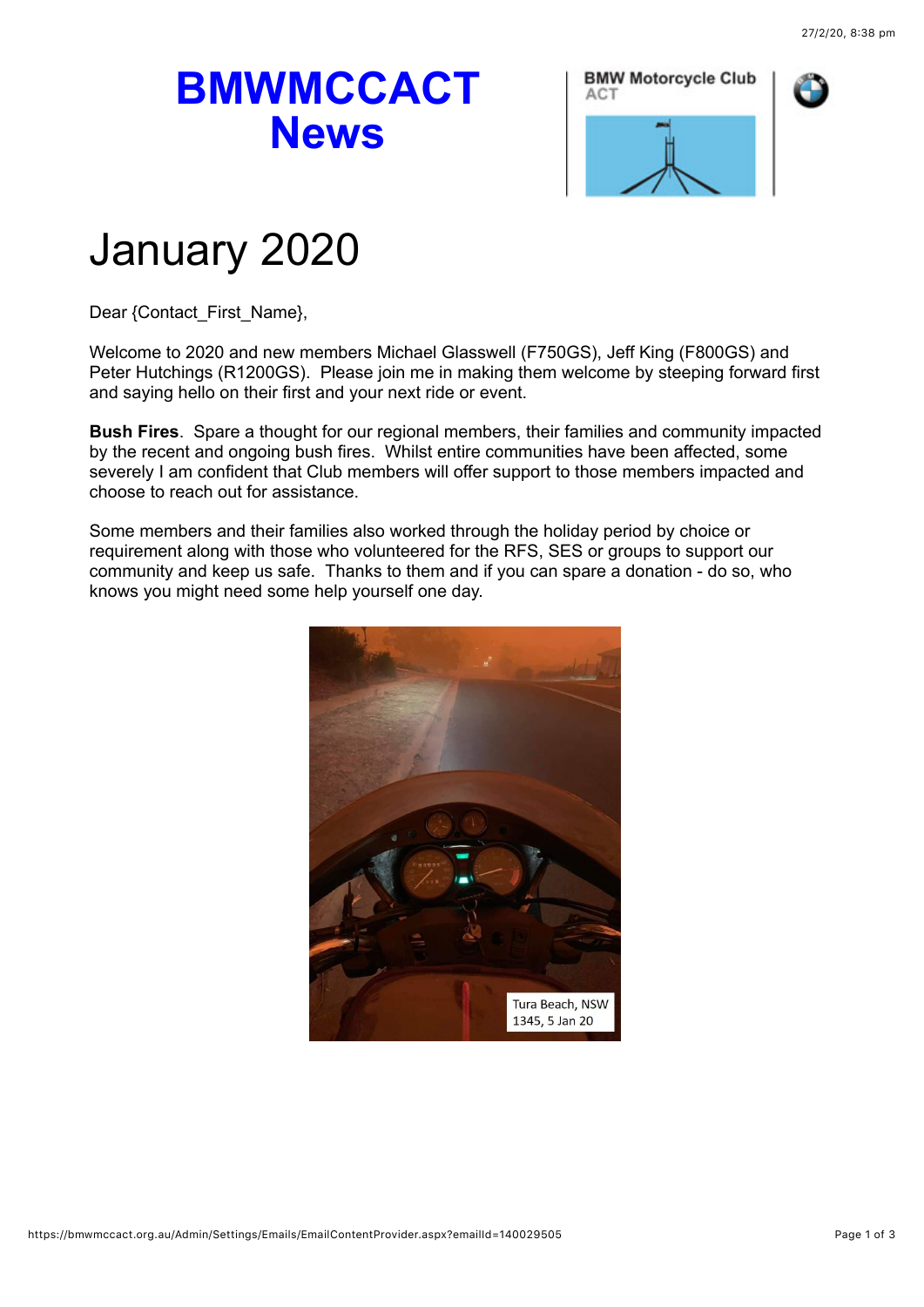# BMWMCCACT News

BMW Motorcycle Club ACT

# January 2020

Dear {Contact_First_Name},

Welcome to 2020 and new members Michael Glasswell (F750GS), Jeff King (F800GS) and Peter Hutchings (R1200GS). Please join me in making them welcome by steeping forward first and saying hello on their first and your next ride or event.

**Bush Fires**. Spare a thought for our regional members, their families and community impacted by the recent and ongoing bush fires. Whilst entire communities have been affected, some severely I am confident that Club members will offer support to those members impacted and choose to reach out for assistance.

Some members and their families also worked through the holiday period by choice or requirement along with those who volunteered for the RFS, SES or groups to support our community and keep us safe. Thanks to them and if you can spare a donation - do so, who knows you might need some help yourself one day.

Tura Beach, NSW
1345, 5 Jan 20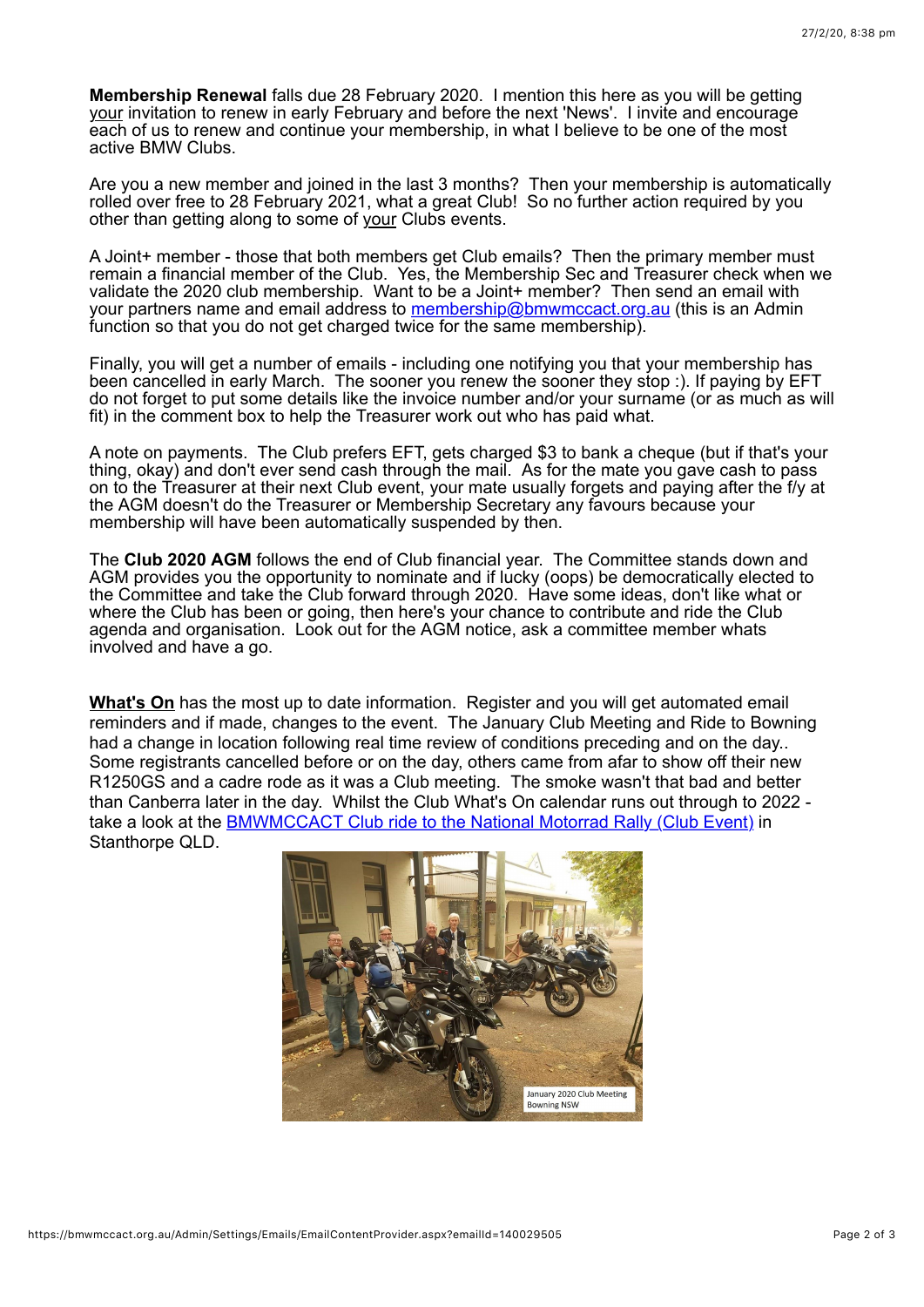**Membership Renewal** falls due 28 February 2020. I mention this here as you will be getting your invitation to renew in early February and before the next 'News'. I invite and encourage each of us to renew and continue your membership, in what I believe to be one of the most active BMW Clubs.

Are you a new member and joined in the last 3 months? Then your membership is automatically rolled over free to 28 February 2021, what a great Club! So no further action required by you other than getting along to some of your Clubs events.

A Joint+ member - those that both members get Club emails? Then the primary member must remain a financial member of the Club. Yes, the Membership Sec and Treasurer check when we validate the 2020 club membership. Want to be a Joint+ member? Then send an email with your partners name and email address to membership@bmwmccact.org.au (this is an Admin function so that you do not get charged twice for the same membership).

Finally, you will get a number of emails - including one notifying you that your membership has been cancelled in early March. The sooner you renew the sooner they stop :). If paying by EFT do not forget to put some details like the invoice number and/or your surname (or as much as will fit) in the comment box to help the Treasurer work out who has paid what.

A note on payments. The Club prefers EFT, gets charged $3 to bank a cheque (but if that's your thing, okay) and don't ever send cash through the mail. As for the mate you gave cash to pass on to the Treasurer at their next Club event, your mate usually forgets and paying after the f/y at the AGM doesn't do the Treasurer or Membership Secretary any favours because your membership will have been automatically suspended by then.

The **Club 2020 AGM** follows the end of Club financial year. The Committee stands down and AGM provides you the opportunity to nominate and if lucky (oops) be democratically elected to the Committee and take the Club forward through 2020. Have some ideas, don't like what or where the Club has been or going, then here's your chance to contribute and ride the Club agenda and organisation. Look out for the AGM notice, ask a committee member whats involved and have a go.

**What's On** has the most up to date information. Register and you will get automated email reminders and if made, changes to the event. The January Club Meeting and Ride to Bowning had a change in location following real time review of conditions preceding and on the day.. Some registrants cancelled before or on the day, others came from afar to show off their new R1250GS and a cadre rode as it was a Club meeting. The smoke wasn't that bad and better than Canberra later in the day. Whilst the Club What's On calendar runs out through to 2022 - take a look at the BMWMCCACT Club ride to the National Motorrad Rally (Club Event) in Stanthorpe QLD.

January 2020 Club Meeting
Bowning NSW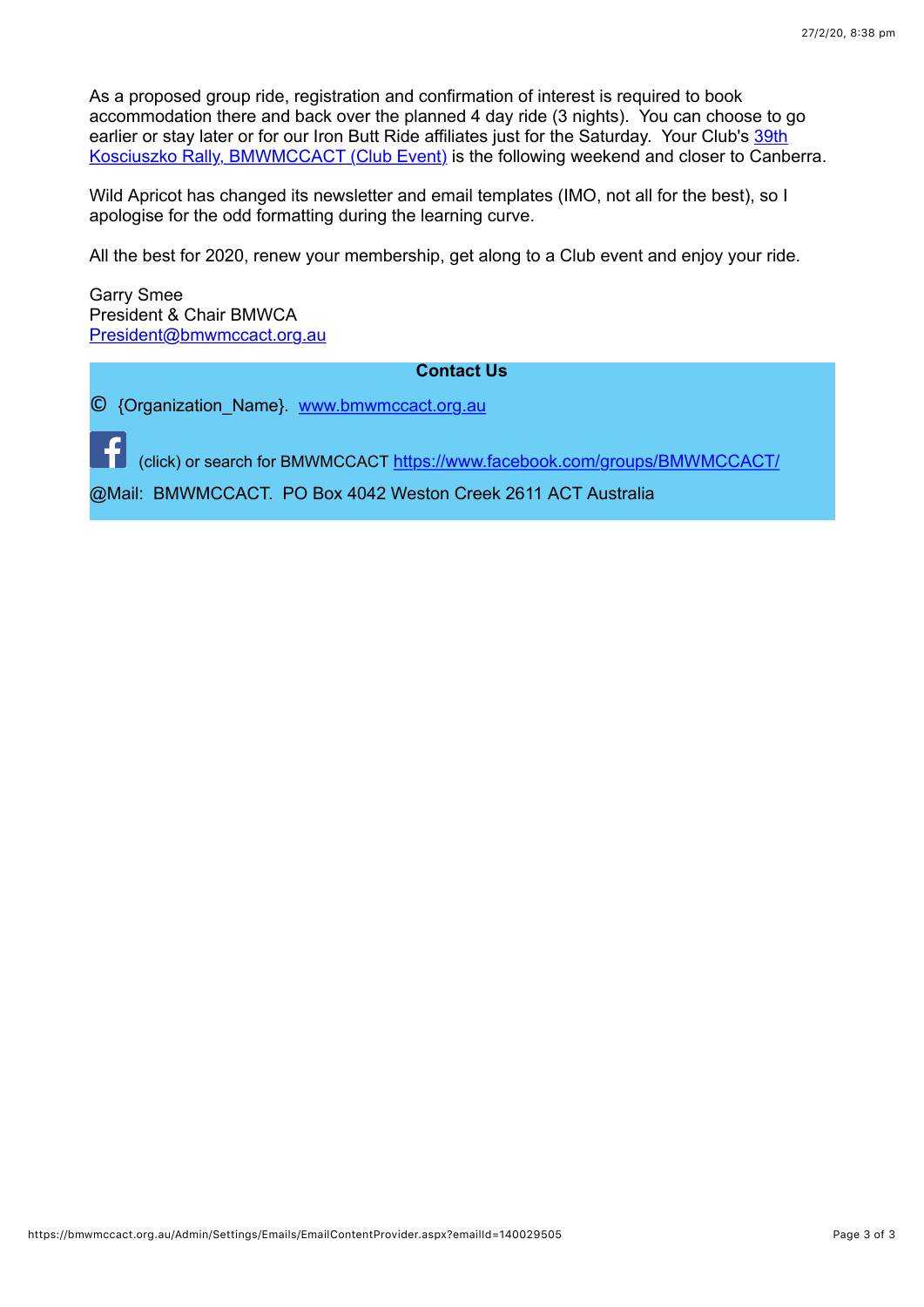As a proposed group ride, registration and confirmation of interest is required to book accommodation there and back over the planned 4 day ride (3 nights). You can choose to go earlier or stay later or for our Iron Butt Ride affiliates just for the Saturday. Your Club's [39th Kosciuszko Rally, BMWMCCACT (Club Event)]() is the following weekend and closer to Canberra.

Wild Apricot has changed its newsletter and email templates (IMO, not all for the best), so I apologise for the odd formatting during the learning curve.

All the best for 2020, renew your membership, get along to a Club event and enjoy your ride.

Garry Smee
President & Chair BMWCA
[President@bmwmccact.org.au](mailto:President@bmwmccact.org.au)

**Contact Us**

© {Organization_Name}. [www.bmwmccact.org.au](http://www.bmwmccact.org.au)

(click) or search for BMWMCCACT [https://www.facebook.com/groups/BMWMCCACT/](https://www.facebook.com/groups/BMWMCCACT/)

@Mail: BMWMCCACT. PO Box 4042 Weston Creek 2611 ACT Australia